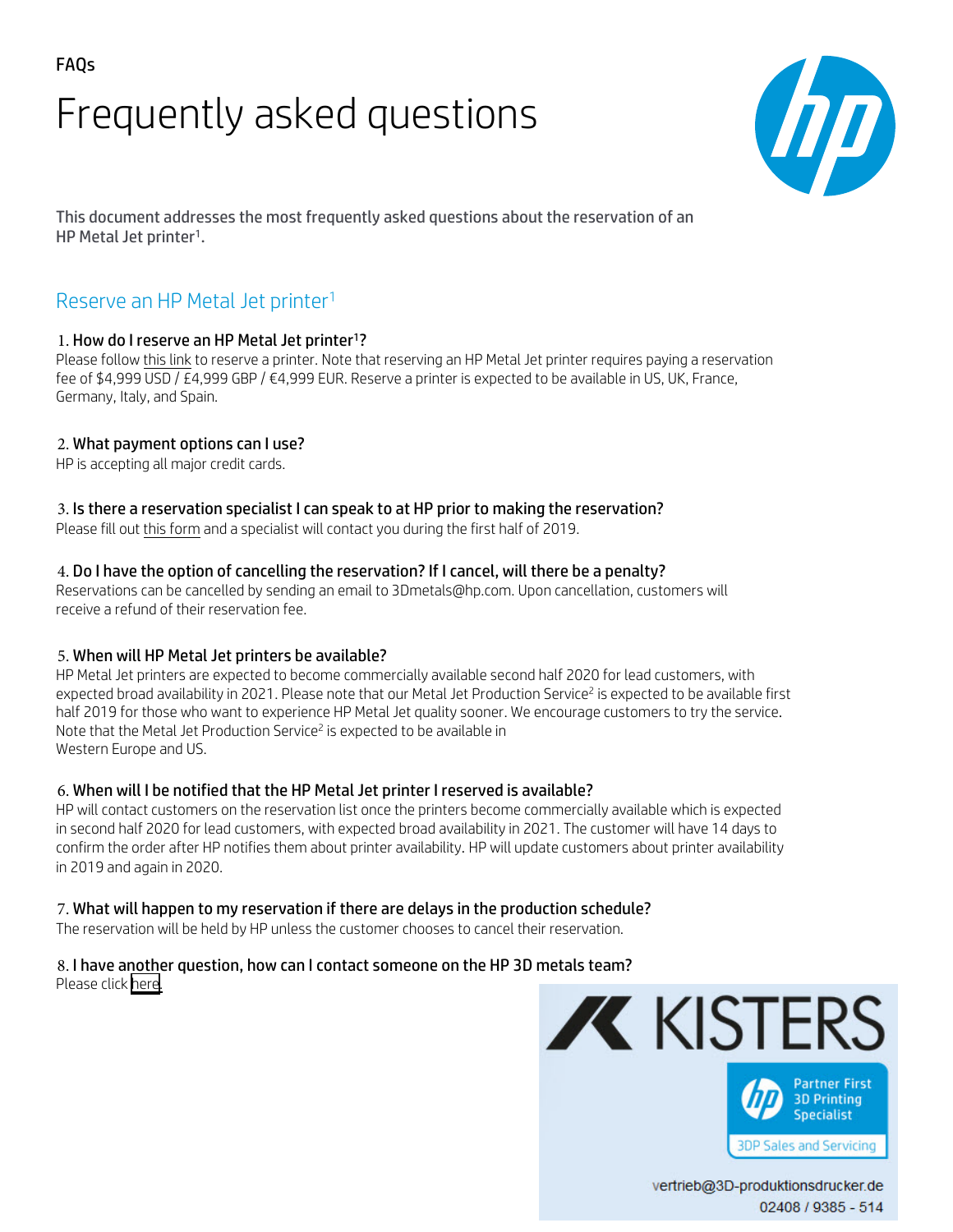FAQs

# Frequently asked questions

This document addresses the most frequently asked questions about the reservation of an HP Metal Jet printer[1].

## Reserve an HP Metal Jet printer[1]

### 1. How do I reserve an HP Metal Jet printer[1]?

Please follow this link to reserve a printer. Note that reserving an HP Metal Jet printer requires paying a reservation fee of $4,999 USD / £4,999 GBP / €4,999 EUR. Reserve a printer is expected to be available in US, UK, France, Germany, Italy, and Spain.

### 2. What payment options can I use?

HP is accepting all major credit cards.

### 3. Is there a reservation specialist I can speak to at HP prior to making the reservation?

Please fill out this form and a specialist will contact you during the first half of 2019.

### 4. Do I have the option of cancelling the reservation? If I cancel, will there be a penalty?

Reservations can be cancelled by sending an email to 3Dmetals@hp.com. Upon cancellation, customers will receive a refund of their reservation fee.

### 5. When will HP Metal Jet printers be available?

HP Metal Jet printers are expected to become commercially available second half 2020 for lead customers, with expected broad availability in 2021. Please note that our Metal Jet Production Service[2] is expected to be available first half 2019 for those who want to experience HP Metal Jet quality sooner. We encourage customers to try the service. Note that the Metal Jet Production Service[2] is expected to be available in Western Europe and US.

### 6. When will I be notified that the HP Metal Jet printer I reserved is available?

HP will contact customers on the reservation list once the printers become commercially available which is expected in second half 2020 for lead customers, with expected broad availability in 2021. The customer will have 14 days to confirm the order after HP notifies them about printer availability. HP will update customers about printer availability in 2019 and again in 2020.

### 7. What will happen to my reservation if there are delays in the production schedule?

The reservation will be held by HP unless the customer chooses to cancel their reservation.

### 8. I have another question, how can I contact someone on the HP 3D metals team?

Please click here.

KISTERS

Partner First 3D Printing Specialist

3DP Sales and Servicing

vertrieb@3D-produktionsdrucker.de

02408 / 9385 - 514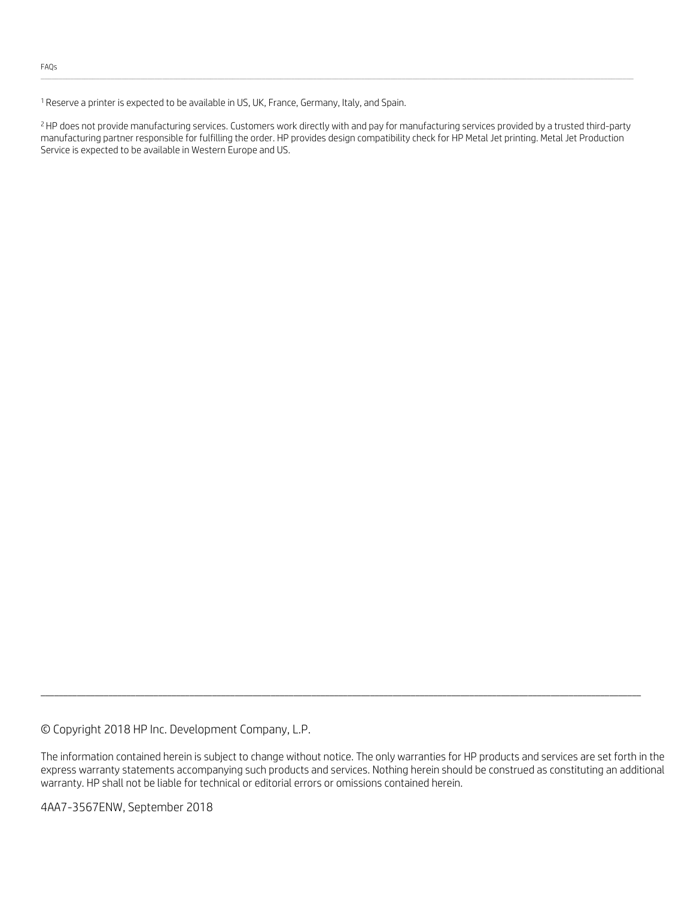[1] Reserve a printer is expected to be available in US, UK, France, Germany, Italy, and Spain.

[2] HP does not provide manufacturing services. Customers work directly with and pay for manufacturing services provided by a trusted third-party manufacturing partner responsible for fulfilling the order. HP provides design compatibility check for HP Metal Jet printing. Metal Jet Production Service is expected to be available in Western Europe and US.

---

© Copyright 2018 HP Inc. Development Company, L.P.

The information contained herein is subject to change without notice. The only warranties for HP products and services are set forth in the express warranty statements accompanying such products and services. Nothing herein should be construed as constituting an additional warranty. HP shall not be liable for technical or editorial errors or omissions contained herein.

4AA7-3567ENW, September 2018